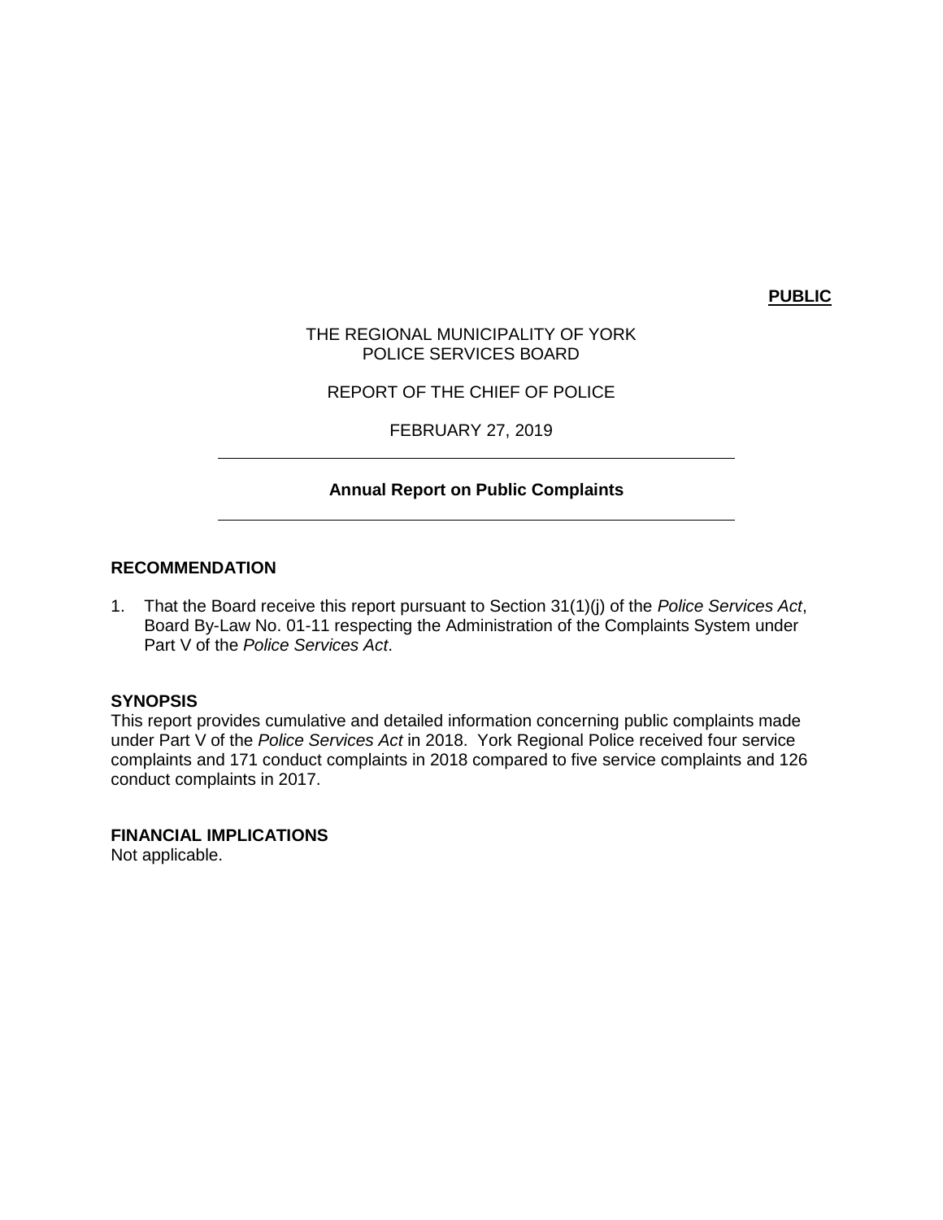**PUBLIC**

THE REGIONAL MUNICIPALITY OF YORK
POLICE SERVICES BOARD

REPORT OF THE CHIEF OF POLICE

FEBRUARY 27, 2019

---

**Annual Report on Public Complaints**

---

## RECOMMENDATION

1. That the Board receive this report pursuant to Section 31(1)(j) of the *Police Services Act*, Board By-Law No. 01-11 respecting the Administration of the Complaints System under Part V of the *Police Services Act*.

## SYNOPSIS

This report provides cumulative and detailed information concerning public complaints made under Part V of the *Police Services Act* in 2018. York Regional Police received four service complaints and 171 conduct complaints in 2018 compared to five service complaints and 126 conduct complaints in 2017.

## FINANCIAL IMPLICATIONS

Not applicable.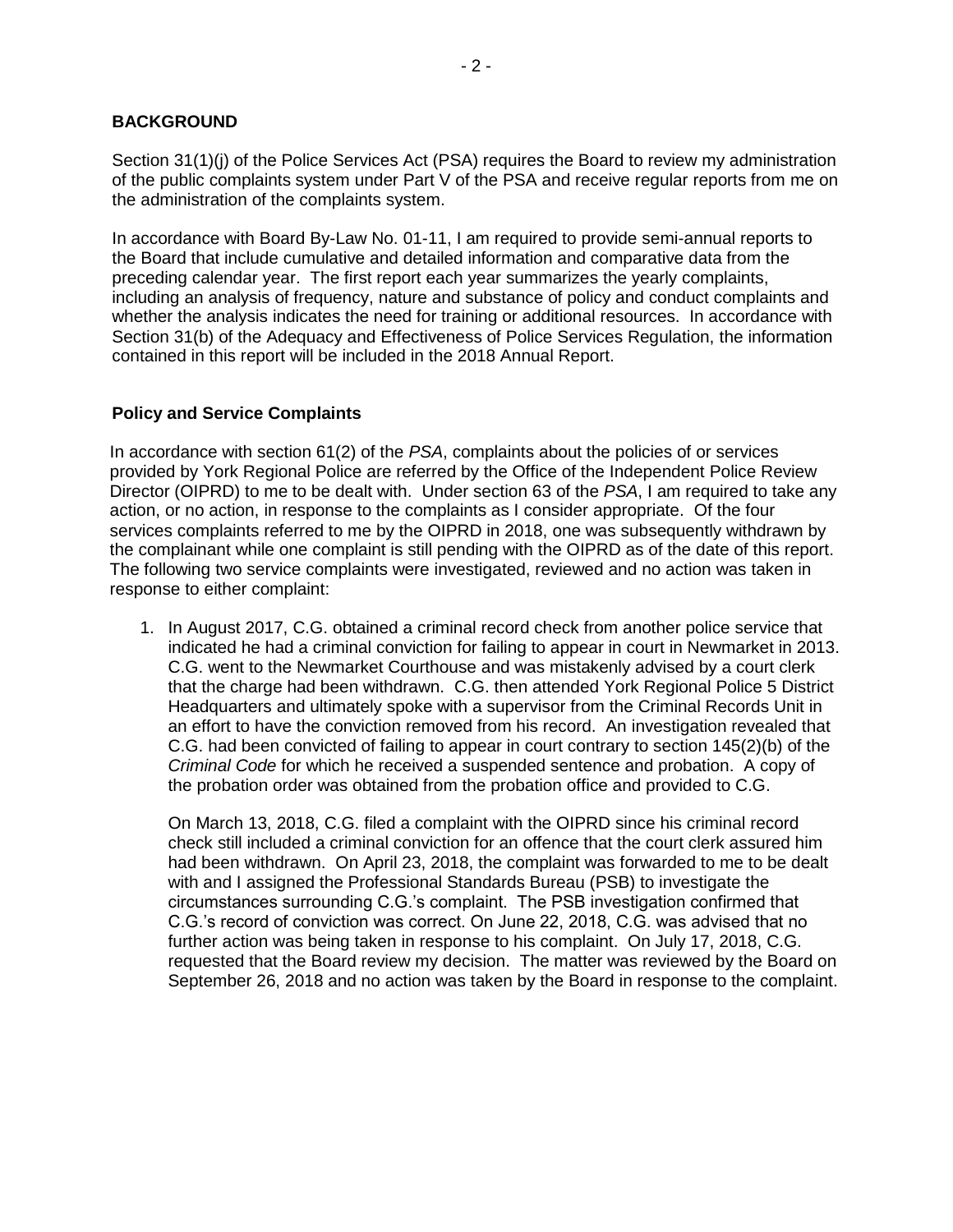## BACKGROUND

Section 31(1)(j) of the Police Services Act (PSA) requires the Board to review my administration of the public complaints system under Part V of the PSA and receive regular reports from me on the administration of the complaints system.

In accordance with Board By-Law No. 01-11, I am required to provide semi-annual reports to the Board that include cumulative and detailed information and comparative data from the preceding calendar year. The first report each year summarizes the yearly complaints, including an analysis of frequency, nature and substance of policy and conduct complaints and whether the analysis indicates the need for training or additional resources. In accordance with Section 31(b) of the Adequacy and Effectiveness of Police Services Regulation, the information contained in this report will be included in the 2018 Annual Report.

### Policy and Service Complaints

In accordance with section 61(2) of the *PSA*, complaints about the policies of or services provided by York Regional Police are referred by the Office of the Independent Police Review Director (OIPRD) to me to be dealt with. Under section 63 of the *PSA*, I am required to take any action, or no action, in response to the complaints as I consider appropriate. Of the four services complaints referred to me by the OIPRD in 2018, one was subsequently withdrawn by the complainant while one complaint is still pending with the OIPRD as of the date of this report. The following two service complaints were investigated, reviewed and no action was taken in response to either complaint:

1. In August 2017, C.G. obtained a criminal record check from another police service that indicated he had a criminal conviction for failing to appear in court in Newmarket in 2013. C.G. went to the Newmarket Courthouse and was mistakenly advised by a court clerk that the charge had been withdrawn. C.G. then attended York Regional Police 5 District Headquarters and ultimately spoke with a supervisor from the Criminal Records Unit in an effort to have the conviction removed from his record. An investigation revealed that C.G. had been convicted of failing to appear in court contrary to section 145(2)(b) of the *Criminal Code* for which he received a suspended sentence and probation. A copy of the probation order was obtained from the probation office and provided to C.G.

   On March 13, 2018, C.G. filed a complaint with the OIPRD since his criminal record check still included a criminal conviction for an offence that the court clerk assured him had been withdrawn. On April 23, 2018, the complaint was forwarded to me to be dealt with and I assigned the Professional Standards Bureau (PSB) to investigate the circumstances surrounding C.G.'s complaint. The PSB investigation confirmed that C.G.'s record of conviction was correct. On June 22, 2018, C.G. was advised that no further action was being taken in response to his complaint. On July 17, 2018, C.G. requested that the Board review my decision. The matter was reviewed by the Board on September 26, 2018 and no action was taken by the Board in response to the complaint.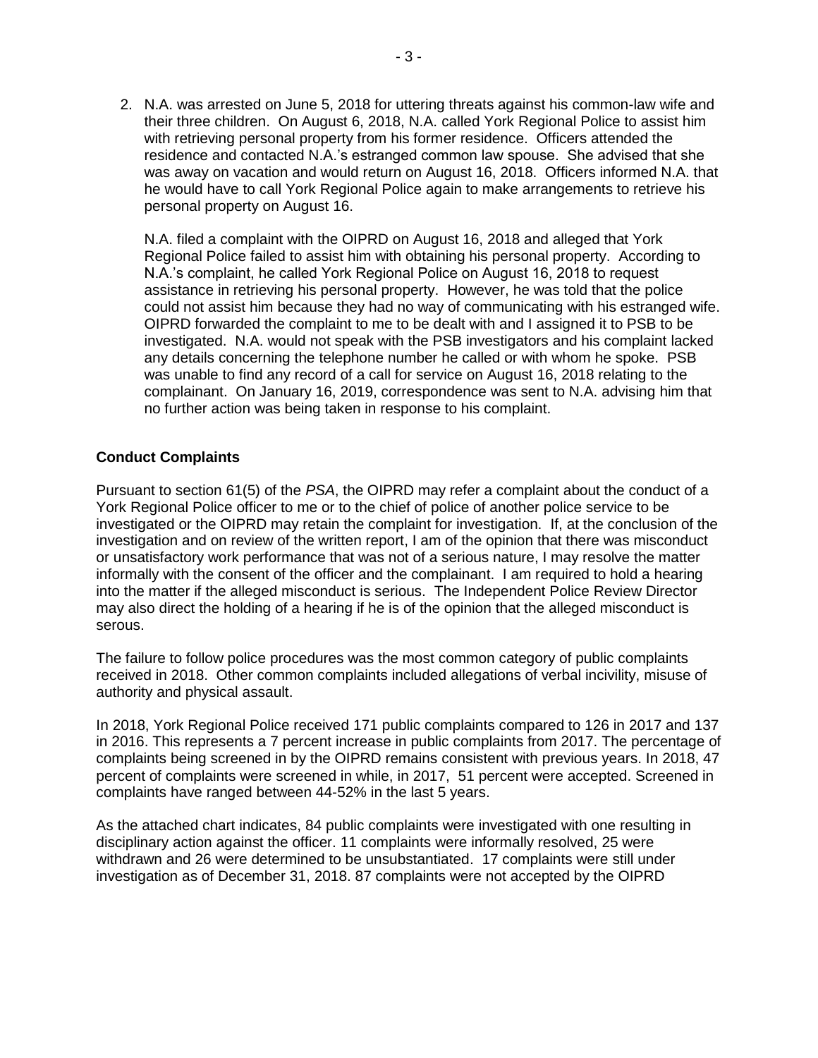2. N.A. was arrested on June 5, 2018 for uttering threats against his common-law wife and their three children. On August 6, 2018, N.A. called York Regional Police to assist him with retrieving personal property from his former residence. Officers attended the residence and contacted N.A.'s estranged common law spouse. She advised that she was away on vacation and would return on August 16, 2018. Officers informed N.A. that he would have to call York Regional Police again to make arrangements to retrieve his personal property on August 16.

   N.A. filed a complaint with the OIPRD on August 16, 2018 and alleged that York Regional Police failed to assist him with obtaining his personal property. According to N.A.'s complaint, he called York Regional Police on August 16, 2018 to request assistance in retrieving his personal property. However, he was told that the police could not assist him because they had no way of communicating with his estranged wife. OIPRD forwarded the complaint to me to be dealt with and I assigned it to PSB to be investigated. N.A. would not speak with the PSB investigators and his complaint lacked any details concerning the telephone number he called or with whom he spoke. PSB was unable to find any record of a call for service on August 16, 2018 relating to the complainant. On January 16, 2019, correspondence was sent to N.A. advising him that no further action was being taken in response to his complaint.

**Conduct Complaints**

Pursuant to section 61(5) of the *PSA*, the OIPRD may refer a complaint about the conduct of a York Regional Police officer to me or to the chief of police of another police service to be investigated or the OIPRD may retain the complaint for investigation. If, at the conclusion of the investigation and on review of the written report, I am of the opinion that there was misconduct or unsatisfactory work performance that was not of a serious nature, I may resolve the matter informally with the consent of the officer and the complainant. I am required to hold a hearing into the matter if the alleged misconduct is serious. The Independent Police Review Director may also direct the holding of a hearing if he is of the opinion that the alleged misconduct is serous.

The failure to follow police procedures was the most common category of public complaints received in 2018. Other common complaints included allegations of verbal incivility, misuse of authority and physical assault.

In 2018, York Regional Police received 171 public complaints compared to 126 in 2017 and 137 in 2016. This represents a 7 percent increase in public complaints from 2017. The percentage of complaints being screened in by the OIPRD remains consistent with previous years. In 2018, 47 percent of complaints were screened in while, in 2017, 51 percent were accepted. Screened in complaints have ranged between 44-52% in the last 5 years.

As the attached chart indicates, 84 public complaints were investigated with one resulting in disciplinary action against the officer. 11 complaints were informally resolved, 25 were withdrawn and 26 were determined to be unsubstantiated. 17 complaints were still under investigation as of December 31, 2018. 87 complaints were not accepted by the OIPRD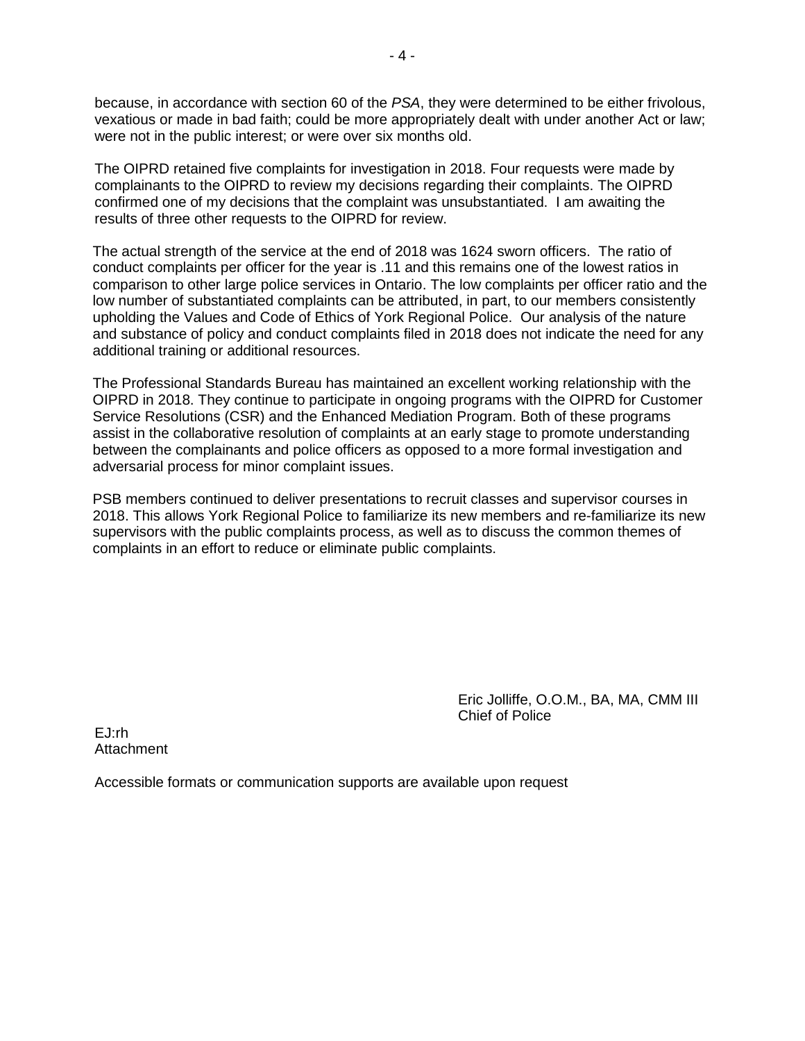because, in accordance with section 60 of the *PSA*, they were determined to be either frivolous, vexatious or made in bad faith; could be more appropriately dealt with under another Act or law; were not in the public interest; or were over six months old.

The OIPRD retained five complaints for investigation in 2018. Four requests were made by complainants to the OIPRD to review my decisions regarding their complaints. The OIPRD confirmed one of my decisions that the complaint was unsubstantiated. I am awaiting the results of three other requests to the OIPRD for review.

The actual strength of the service at the end of 2018 was 1624 sworn officers. The ratio of conduct complaints per officer for the year is .11 and this remains one of the lowest ratios in comparison to other large police services in Ontario. The low complaints per officer ratio and the low number of substantiated complaints can be attributed, in part, to our members consistently upholding the Values and Code of Ethics of York Regional Police. Our analysis of the nature and substance of policy and conduct complaints filed in 2018 does not indicate the need for any additional training or additional resources.

The Professional Standards Bureau has maintained an excellent working relationship with the OIPRD in 2018. They continue to participate in ongoing programs with the OIPRD for Customer Service Resolutions (CSR) and the Enhanced Mediation Program. Both of these programs assist in the collaborative resolution of complaints at an early stage to promote understanding between the complainants and police officers as opposed to a more formal investigation and adversarial process for minor complaint issues.

PSB members continued to deliver presentations to recruit classes and supervisor courses in 2018. This allows York Regional Police to familiarize its new members and re-familiarize its new supervisors with the public complaints process, as well as to discuss the common themes of complaints in an effort to reduce or eliminate public complaints.

Eric Jolliffe, O.O.M., BA, MA, CMM III
Chief of Police

EJ:rh
Attachment

Accessible formats or communication supports are available upon request